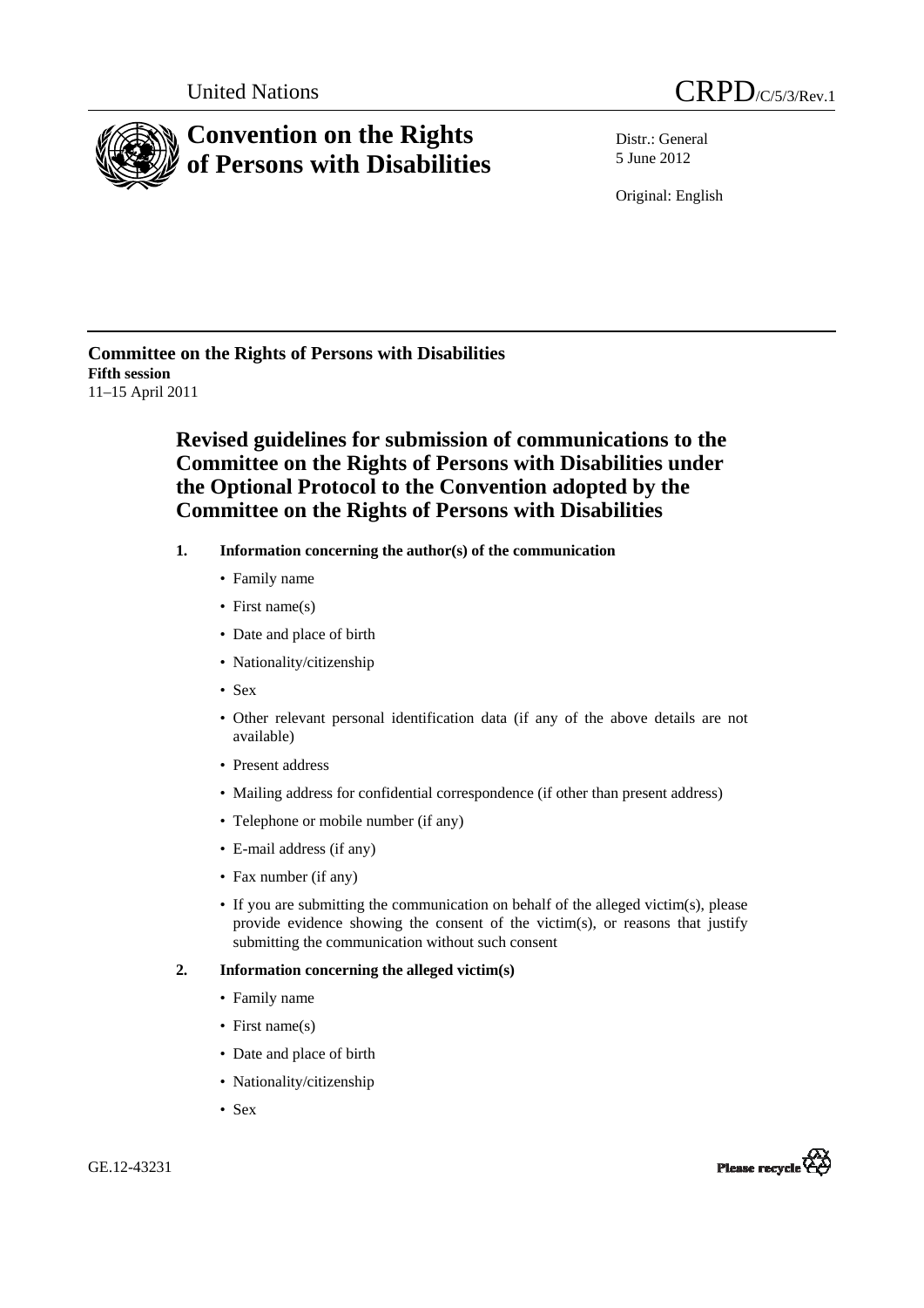United Nations

CRPD/C/5/3/Rev.1

# Convention on the Rights of Persons with Disabilities

Distr.: General
5 June 2012

Original: English

**Committee on the Rights of Persons with Disabilities**
**Fifth session**
11–15 April 2011

## Revised guidelines for submission of communications to the Committee on the Rights of Persons with Disabilities under the Optional Protocol to the Convention adopted by the Committee on the Rights of Persons with Disabilities

### 1. Information concerning the author(s) of the communication

- Family name
- First name(s)
- Date and place of birth
- Nationality/citizenship
- Sex
- Other relevant personal identification data (if any of the above details are not available)
- Present address
- Mailing address for confidential correspondence (if other than present address)
- Telephone or mobile number (if any)
- E-mail address (if any)
- Fax number (if any)
- If you are submitting the communication on behalf of the alleged victim(s), please provide evidence showing the consent of the victim(s), or reasons that justify submitting the communication without such consent

### 2. Information concerning the alleged victim(s)

- Family name
- First name(s)
- Date and place of birth
- Nationality/citizenship
- Sex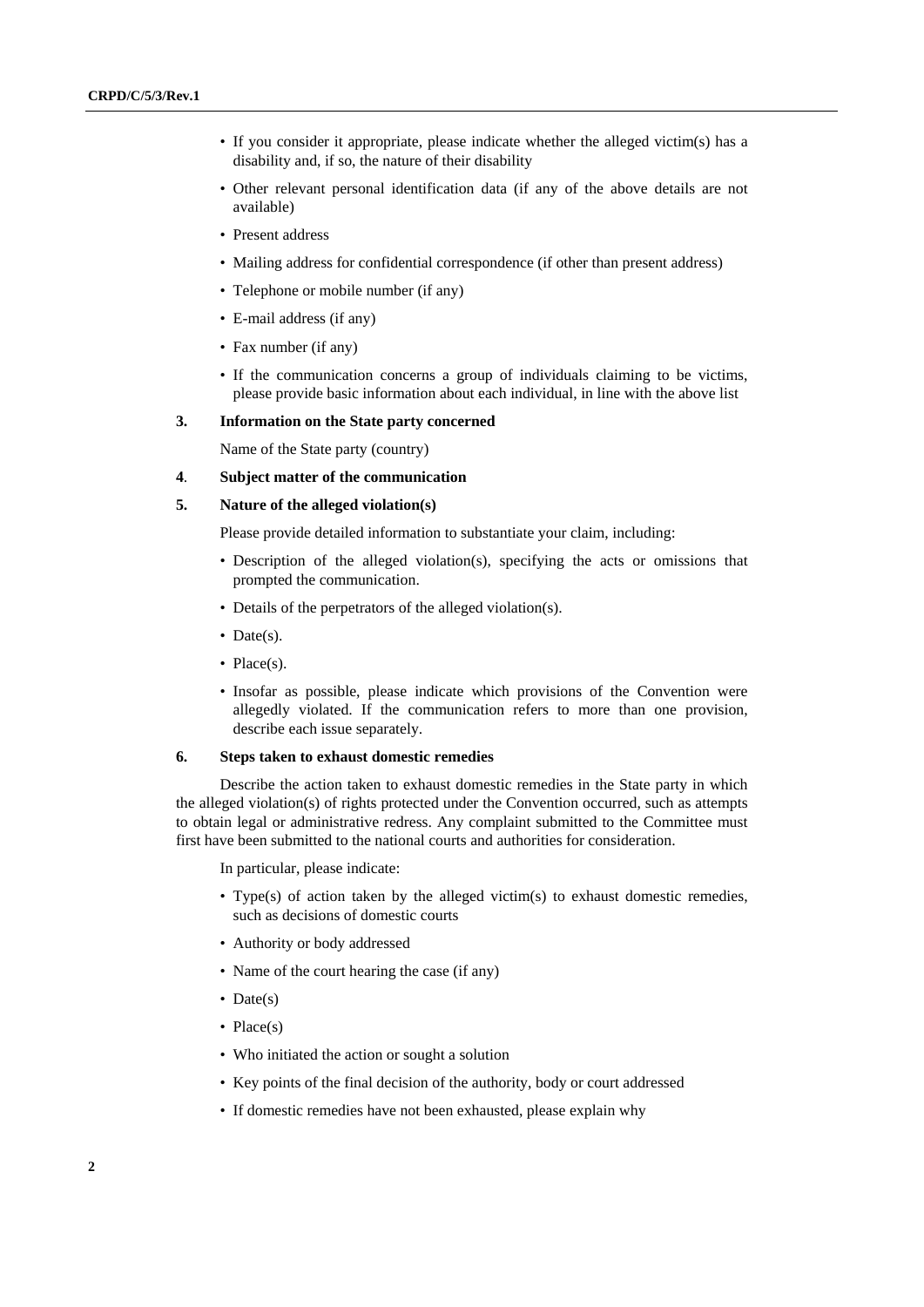- If you consider it appropriate, please indicate whether the alleged victim(s) has a disability and, if so, the nature of their disability
- Other relevant personal identification data (if any of the above details are not available)
- Present address
- Mailing address for confidential correspondence (if other than present address)
- Telephone or mobile number (if any)
- E-mail address (if any)
- Fax number (if any)
- If the communication concerns a group of individuals claiming to be victims, please provide basic information about each individual, in line with the above list

**3. Information on the State party concerned**

Name of the State party (country)

**4. Subject matter of the communication**

**5. Nature of the alleged violation(s)**

Please provide detailed information to substantiate your claim, including:

- Description of the alleged violation(s), specifying the acts or omissions that prompted the communication.
- Details of the perpetrators of the alleged violation(s).
- Date(s).
- Place(s).
- Insofar as possible, please indicate which provisions of the Convention were allegedly violated. If the communication refers to more than one provision, describe each issue separately.

**6. Steps taken to exhaust domestic remedies**

Describe the action taken to exhaust domestic remedies in the State party in which the alleged violation(s) of rights protected under the Convention occurred, such as attempts to obtain legal or administrative redress. Any complaint submitted to the Committee must first have been submitted to the national courts and authorities for consideration.

In particular, please indicate:

- Type(s) of action taken by the alleged victim(s) to exhaust domestic remedies, such as decisions of domestic courts
- Authority or body addressed
- Name of the court hearing the case (if any)
- Date(s)
- Place(s)
- Who initiated the action or sought a solution
- Key points of the final decision of the authority, body or court addressed
- If domestic remedies have not been exhausted, please explain why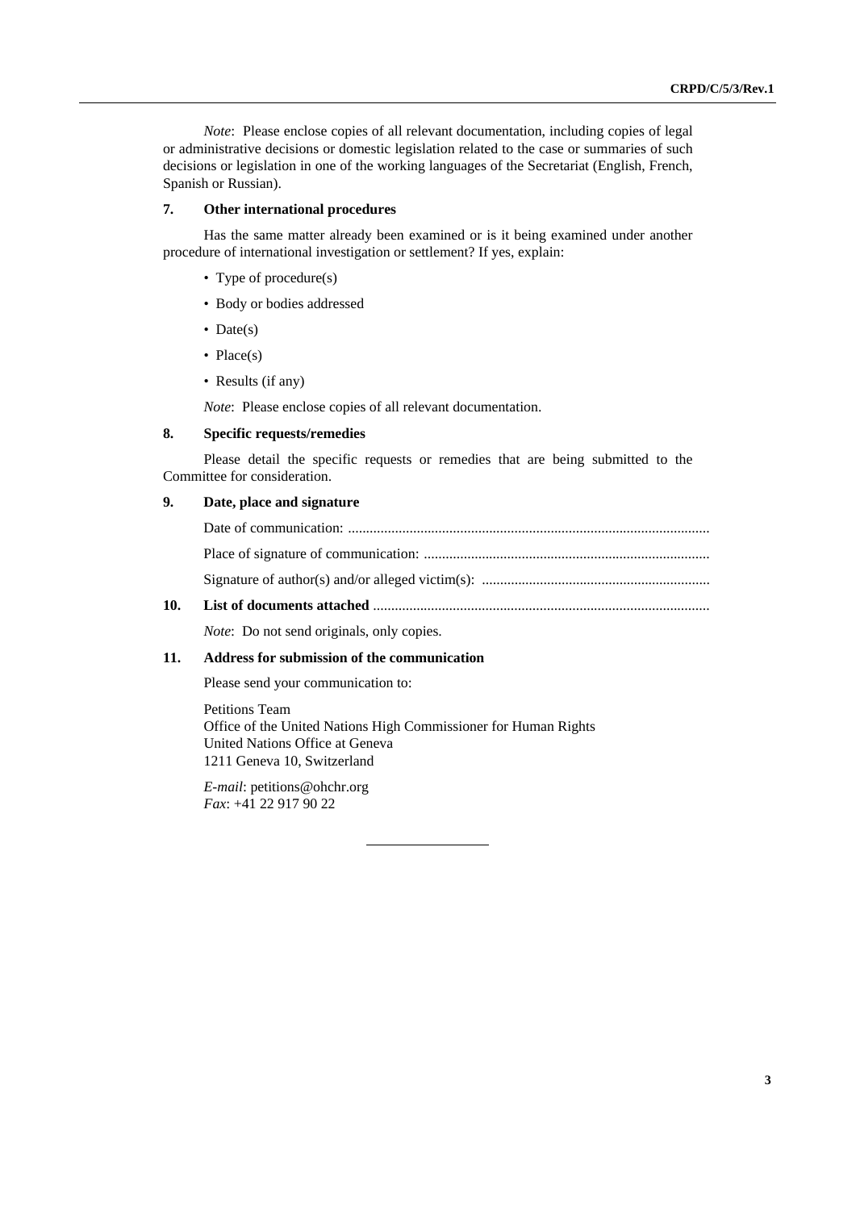*Note*: Please enclose copies of all relevant documentation, including copies of legal or administrative decisions or domestic legislation related to the case or summaries of such decisions or legislation in one of the working languages of the Secretariat (English, French, Spanish or Russian).

### 7. Other international procedures

Has the same matter already been examined or is it being examined under another procedure of international investigation or settlement? If yes, explain:

- Type of procedure(s)
- Body or bodies addressed
- Date(s)
- Place(s)
- Results (if any)

*Note*: Please enclose copies of all relevant documentation.

### 8. Specific requests/remedies

Please detail the specific requests or remedies that are being submitted to the Committee for consideration.

### 9. Date, place and signature

Date of communication: ..................................................................................................

Place of signature of communication: .............................................................................

Signature of author(s) and/or alleged victim(s): ..............................................................

### 10. List of documents attached ............................................................................................

*Note*: Do not send originals, only copies.

### 11. Address for submission of the communication

Please send your communication to:

Petitions Team
Office of the United Nations High Commissioner for Human Rights
United Nations Office at Geneva
1211 Geneva 10, Switzerland

*E-mail*: petitions@ohchr.org
*Fax*: +41 22 917 90 22